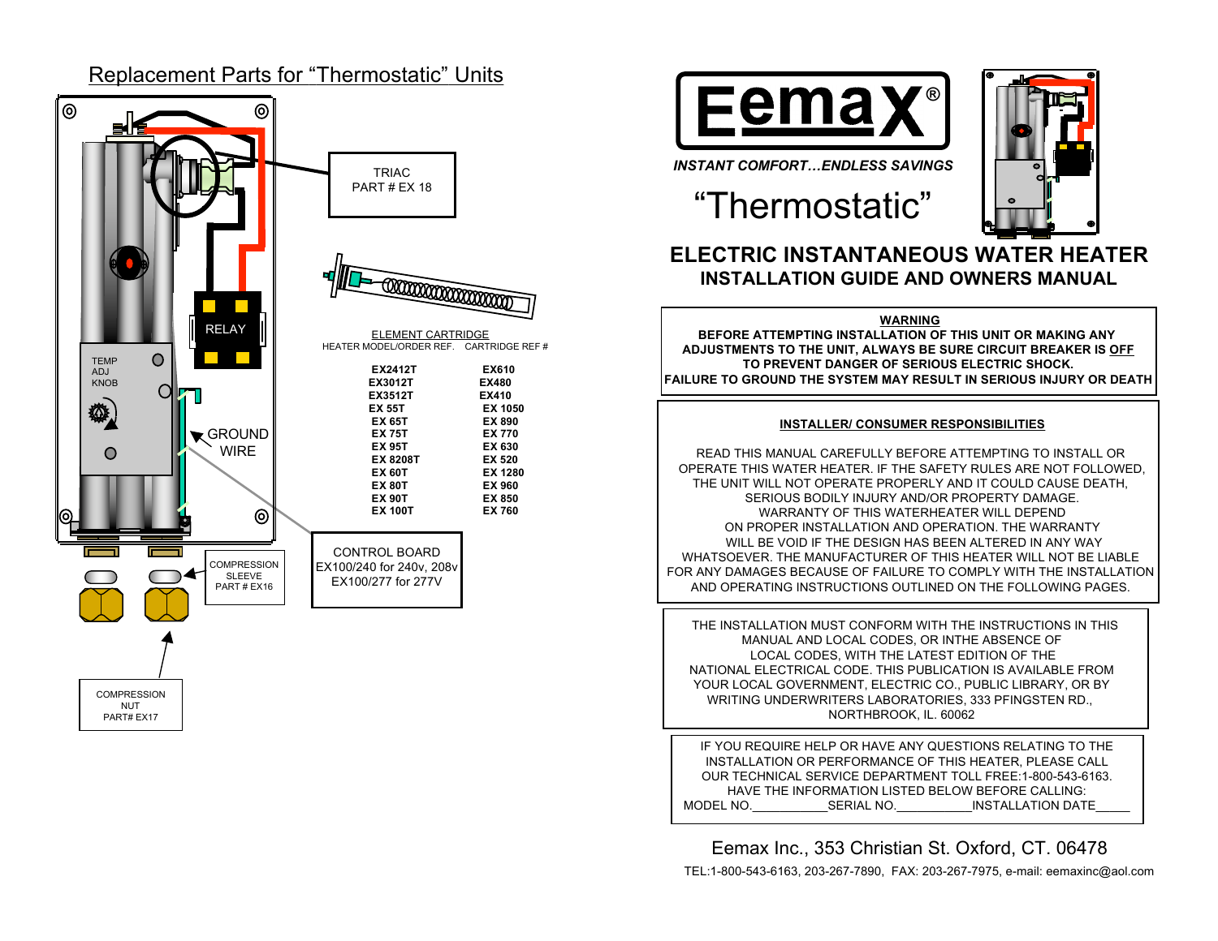## Replacement Parts for "Thermostatic" Units

TRIAC
PART # EX 18

RELAY

TEMP ADJ KNOB

GROUND WIRE

COMPRESSION SLEEVE
PART # EX16

COMPRESSION NUT
PART# EX17

CONTROL BOARD
EX100/240 for 240v, 208v
EX100/277 for 277V

ELEMENT CARTRIDGE

| HEATER MODEL/ORDER REF. | CARTRIDGE REF # |
|---|---|
| **EX2412T** | **EX610** |
| **EX3012T** | **EX480** |
| **EX3512T** | **EX410** |
| **EX 55T** | **EX 1050** |
| **EX 65T** | **EX 890** |
| **EX 75T** | **EX 770** |
| **EX 95T** | **EX 630** |
| **EX 8208T** | **EX 520** |
| **EX 60T** | **EX 1280** |
| **EX 80T** | **EX 960** |
| **EX 90T** | **EX 850** |
| **EX 100T** | **EX 760** |

# Eemax®

***INSTANT COMFORT…ENDLESS SAVINGS***

# "Thermostatic"

## ELECTRIC INSTANTANEOUS WATER HEATER
### INSTALLATION GUIDE AND OWNERS MANUAL

**WARNING**

**BEFORE ATTEMPTING INSTALLATION OF THIS UNIT OR MAKING ANY ADJUSTMENTS TO THE UNIT, ALWAYS BE SURE CIRCUIT BREAKER IS OFF TO PREVENT DANGER OF SERIOUS ELECTRIC SHOCK.**
**FAILURE TO GROUND THE SYSTEM MAY RESULT IN SERIOUS INJURY OR DEATH**

**INSTALLER/ CONSUMER RESPONSIBILITIES**

READ THIS MANUAL CAREFULLY BEFORE ATTEMPTING TO INSTALL OR OPERATE THIS WATER HEATER. IF THE SAFETY RULES ARE NOT FOLLOWED, THE UNIT WILL NOT OPERATE PROPERLY AND IT COULD CAUSE DEATH, SERIOUS BODILY INJURY AND/OR PROPERTY DAMAGE.
WARRANTY OF THIS WATERHEATER WILL DEPEND ON PROPER INSTALLATION AND OPERATION. THE WARRANTY WILL BE VOID IF THE DESIGN HAS BEEN ALTERED IN ANY WAY WHATSOEVER. THE MANUFACTURER OF THIS HEATER WILL NOT BE LIABLE FOR ANY DAMAGES BECAUSE OF FAILURE TO COMPLY WITH THE INSTALLATION AND OPERATING INSTRUCTIONS OUTLINED ON THE FOLLOWING PAGES.

THE INSTALLATION MUST CONFORM WITH THE INSTRUCTIONS IN THIS MANUAL AND LOCAL CODES, OR INTHE ABSENCE OF LOCAL CODES, WITH THE LATEST EDITION OF THE NATIONAL ELECTRICAL CODE. THIS PUBLICATION IS AVAILABLE FROM YOUR LOCAL GOVERNMENT, ELECTRIC CO., PUBLIC LIBRARY, OR BY WRITING UNDERWRITERS LABORATORIES, 333 PFINGSTEN RD., NORTHBROOK, IL. 60062

IF YOU REQUIRE HELP OR HAVE ANY QUESTIONS RELATING TO THE INSTALLATION OR PERFORMANCE OF THIS HEATER, PLEASE CALL OUR TECHNICAL SERVICE DEPARTMENT TOLL FREE:1-800-543-6163.
HAVE THE INFORMATION LISTED BELOW BEFORE CALLING:
MODEL NO.___________SERIAL NO.___________INSTALLATION DATE_____

Eemax Inc., 353 Christian St. Oxford, CT. 06478

TEL:1-800-543-6163, 203-267-7890, FAX: 203-267-7975, e-mail: eemaxinc@aol.com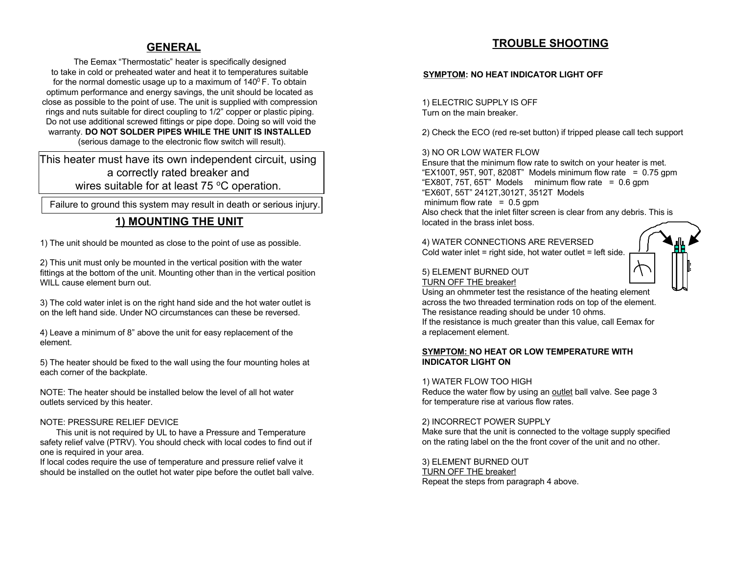## GENERAL

The Eemax “Thermostatic” heater is specifically designed to take in cold or preheated water and heat it to temperatures suitable for the normal domestic usage up to a maximum of $140^0$ F. To obtain optimum performance and energy savings, the unit should be located as close as possible to the point of use. The unit is supplied with compression rings and nuts suitable for direct coupling to 1/2” copper or plastic piping. Do not use additional screwed fittings or pipe dope. Doing so will void the warranty. **DO NOT SOLDER PIPES WHILE THE UNIT IS INSTALLED** (serious damage to the electronic flow switch will result).

This heater must have its own independent circuit, using a correctly rated breaker and wires suitable for at least 75 °C operation.

Failure to ground this system may result in death or serious injury.

## 1) MOUNTING THE UNIT

1) The unit should be mounted as close to the point of use as possible.

2) This unit must only be mounted in the vertical position with the water fittings at the bottom of the unit. Mounting other than in the vertical position WILL cause element burn out.

3) The cold water inlet is on the right hand side and the hot water outlet is on the left hand side. Under NO circumstances can these be reversed.

4) Leave a minimum of 8” above the unit for easy replacement of the element.

5) The heater should be fixed to the wall using the four mounting holes at each corner of the backplate.

NOTE: The heater should be installed below the level of all hot water outlets serviced by this heater.

NOTE: PRESSURE RELIEF DEVICE

This unit is not required by UL to have a Pressure and Temperature safety relief valve (PTRV). You should check with local codes to find out if one is required in your area.

If local codes require the use of temperature and pressure relief valve it should be installed on the outlet hot water pipe before the outlet ball valve.

## TROUBLE SHOOTING

**SYMPTOM: NO HEAT INDICATOR LIGHT OFF**

1) ELECTRIC SUPPLY IS OFF
Turn on the main breaker.

2) Check the ECO (red re-set button) if tripped please call tech support

3) NO OR LOW WATER FLOW
Ensure that the minimum flow rate to switch on your heater is met.
“EX100T, 95T, 90T, 8208T” Models minimum flow rate = 0.75 gpm
“EX80T, 75T, 65T” Models minimum flow rate = 0.6 gpm
“EX60T, 55T” 2412T,3012T, 3512T Models minimum flow rate = 0.5 gpm
Also check that the inlet filter screen is clear from any debris. This is located in the brass inlet boss.

4) WATER CONNECTIONS ARE REVERSED
Cold water inlet = right side, hot water outlet = left side.

5) ELEMENT BURNED OUT
TURN OFF THE breaker!
Using an ohmmeter test the resistance of the heating element across the two threaded termination rods on top of the element.
The resistance reading should be under 10 ohms.
If the resistance is much greater than this value, call Eemax for a replacement element.

**SYMPTOM: NO HEAT OR LOW TEMPERATURE WITH INDICATOR LIGHT ON**

1) WATER FLOW TOO HIGH
Reduce the water flow by using an outlet ball valve. See page 3 for temperature rise at various flow rates.

2) INCORRECT POWER SUPPLY
Make sure that the unit is connected to the voltage supply specified on the rating label on the the front cover of the unit and no other.

3) ELEMENT BURNED OUT
TURN OFF THE breaker!
Repeat the steps from paragraph 4 above.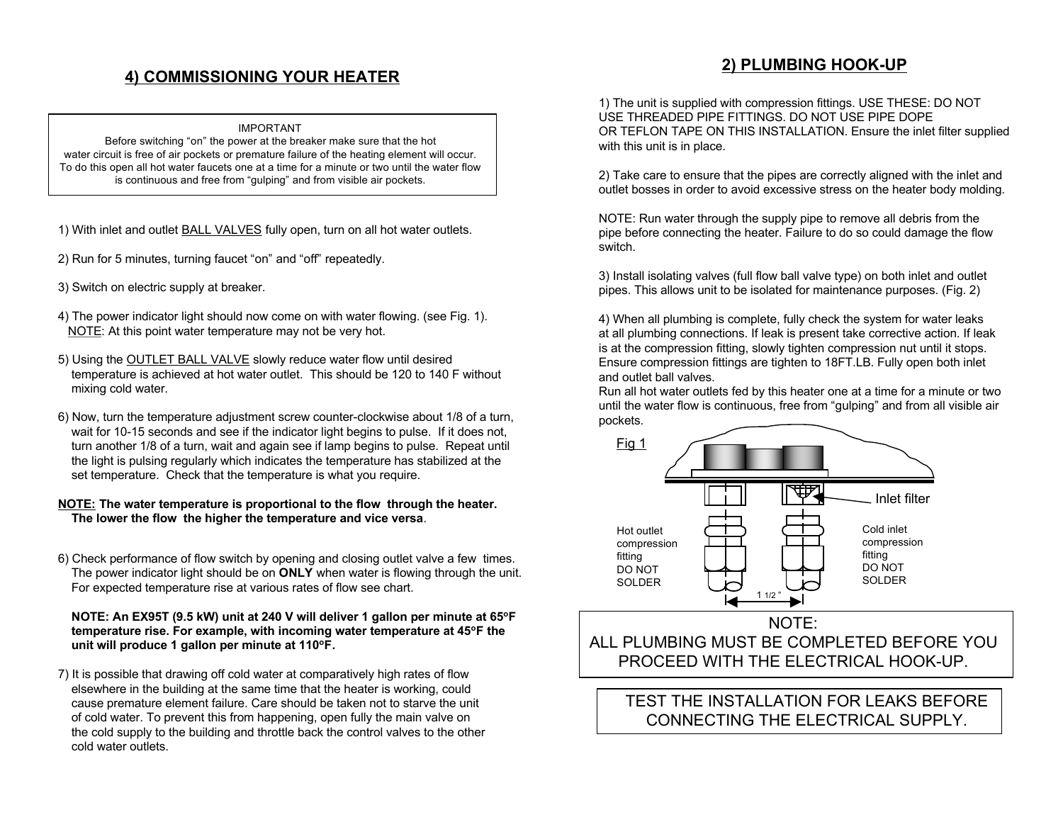## 4) COMMISSIONING YOUR HEATER

> IMPORTANT
> Before switching "on" the power at the breaker make sure that the hot water circuit is free of air pockets or premature failure of the heating element will occur. To do this open all hot water faucets one at a time for a minute or two until the water flow is continuous and free from "gulping" and from visible air pockets.

1) With inlet and outlet BALL VALVES fully open, turn on all hot water outlets.

2) Run for 5 minutes, turning faucet "on" and "off" repeatedly.

3) Switch on electric supply at breaker.

4) The power indicator light should now come on with water flowing. (see Fig. 1).
NOTE: At this point water temperature may not be very hot.

5) Using the OUTLET BALL VALVE slowly reduce water flow until desired temperature is achieved at hot water outlet. This should be 120 to 140 F without mixing cold water.

6) Now, turn the temperature adjustment screw counter-clockwise about 1/8 of a turn, wait for 10-15 seconds and see if the indicator light begins to pulse. If it does not, turn another 1/8 of a turn, wait and again see if lamp begins to pulse. Repeat until the light is pulsing regularly which indicates the temperature has stabilized at the set temperature. Check that the temperature is what you require.

**NOTE: The water temperature is proportional to the flow through the heater. The lower the flow the higher the temperature and vice versa**.

6) Check performance of flow switch by opening and closing outlet valve a few times. The power indicator light should be on **ONLY** when water is flowing through the unit. For expected temperature rise at various rates of flow see chart.

**NOTE: An EX95T (9.5 kW) unit at 240 V will deliver 1 gallon per minute at 65°F temperature rise. For example, with incoming water temperature at 45°F the unit will produce 1 gallon per minute at 110°F.**

7) It is possible that drawing off cold water at comparatively high rates of flow elsewhere in the building at the same time that the heater is working, could cause premature element failure. Care should be taken not to starve the unit of cold water. To prevent this from happening, open fully the main valve on the cold supply to the building and throttle back the control valves to the other cold water outlets.

## 2) PLUMBING HOOK-UP

1) The unit is supplied with compression fittings. USE THESE: DO NOT USE THREADED PIPE FITTINGS. DO NOT USE PIPE DOPE OR TEFLON TAPE ON THIS INSTALLATION. Ensure the inlet filter supplied with this unit is in place.

2) Take care to ensure that the pipes are correctly aligned with the inlet and outlet bosses in order to avoid excessive stress on the heater body molding.

NOTE: Run water through the supply pipe to remove all debris from the pipe before connecting the heater. Failure to do so could damage the flow switch.

3) Install isolating valves (full flow ball valve type) on both inlet and outlet pipes. This allows unit to be isolated for maintenance purposes. (Fig. 2)

4) When all plumbing is complete, fully check the system for water leaks at all plumbing connections. If leak is present take corrective action. If leak is at the compression fitting, slowly tighten compression nut until it stops. Ensure compression fittings are tighten to 18FT.LB. Fully open both inlet and outlet ball valves.
Run all hot water outlets fed by this heater one at a time for a minute or two until the water flow is continuous, free from "gulping" and from all visible air pockets.

Fig 1

Inlet filter

Hot outlet compression fitting DO NOT SOLDER

Cold inlet compression fitting DO NOT SOLDER

1 1/2 "

> NOTE:
> ALL PLUMBING MUST BE COMPLETED BEFORE YOU PROCEED WITH THE ELECTRICAL HOOK-UP.

> TEST THE INSTALLATION FOR LEAKS BEFORE CONNECTING THE ELECTRICAL SUPPLY.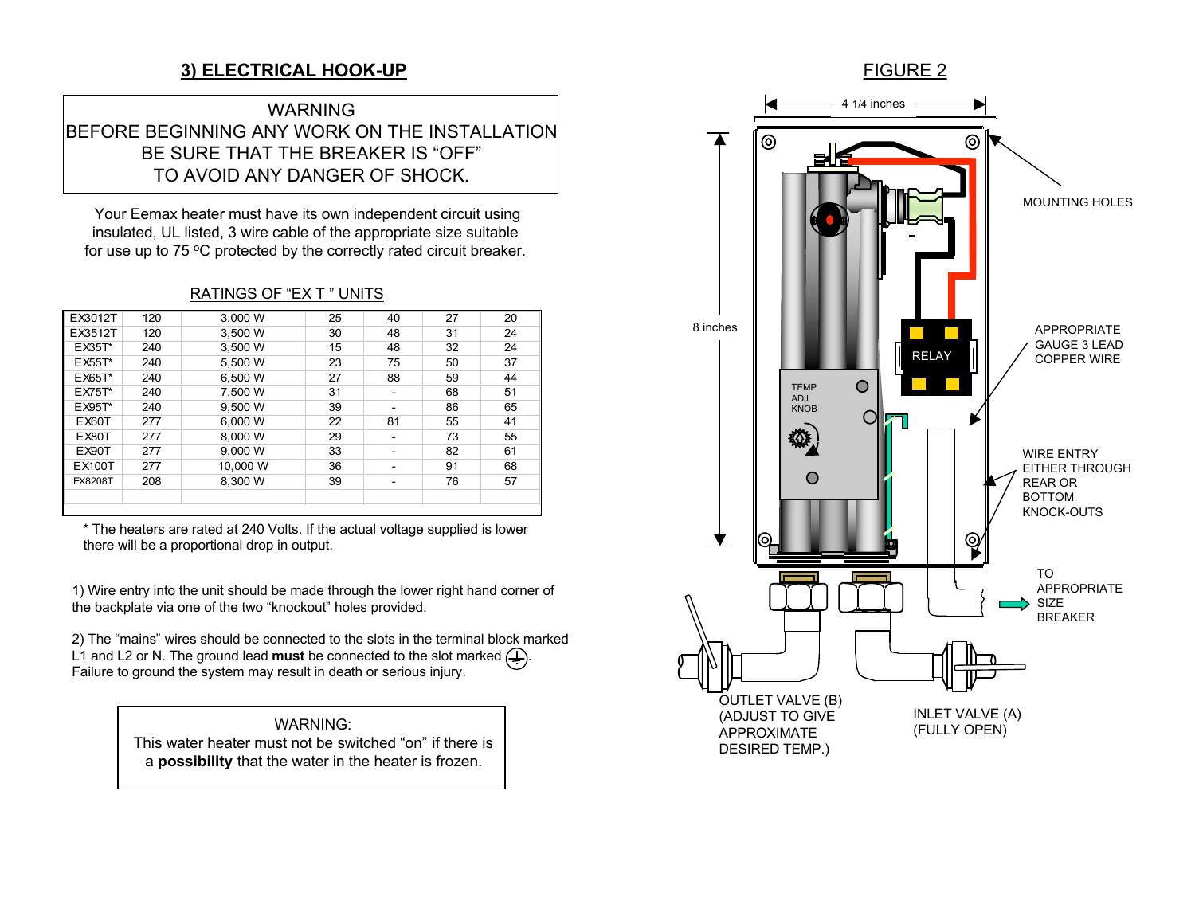## 3) ELECTRICAL HOOK-UP

WARNING
BEFORE BEGINNING ANY WORK ON THE INSTALLATION
BE SURE THAT THE BREAKER IS “OFF”
TO AVOID ANY DANGER OF SHOCK.

Your Eemax heater must have its own independent circuit using insulated, UL listed, 3 wire cable of the appropriate size suitable for use up to 75 °C protected by the correctly rated circuit breaker.

RATINGS OF “EX T ” UNITS

| | | | | | | |
|---|---|---|---|---|---|---|
| EX3012T | 120 | 3,000 W | 25 | 40 | 27 | 20 |
| EX3512T | 120 | 3,500 W | 30 | 48 | 31 | 24 |
| EX35T* | 240 | 3,500 W | 15 | 48 | 32 | 24 |
| EX55T* | 240 | 5,500 W | 23 | 75 | 50 | 37 |
| EX65T* | 240 | 6,500 W | 27 | 88 | 59 | 44 |
| EX75T* | 240 | 7,500 W | 31 | - | 68 | 51 |
| EX95T* | 240 | 9,500 W | 39 | - | 86 | 65 |
| EX60T | 277 | 6,000 W | 22 | 81 | 55 | 41 |
| EX80T | 277 | 8,000 W | 29 | - | 73 | 55 |
| EX90T | 277 | 9,000 W | 33 | - | 82 | 61 |
| EX100T | 277 | 10,000 W | 36 | - | 91 | 68 |
| EX8208T | 208 | 8,300 W | 39 | - | 76 | 57 |

* The heaters are rated at 240 Volts. If the actual voltage supplied is lower there will be a proportional drop in output.

1) Wire entry into the unit should be made through the lower right hand corner of the backplate via one of the two “knockout” holes provided.

2) The “mains” wires should be connected to the slots in the terminal block marked L1 and L2 or N. The ground lead **must** be connected to the slot marked ⏚. Failure to ground the system may result in death or serious injury.

WARNING:
This water heater must not be switched “on” if there is a **possibility** that the water in the heater is frozen.

## FIGURE 2

4 1/4 inches

8 inches

MOUNTING HOLES

RELAY

TEMP ADJ KNOB

APPROPRIATE GAUGE 3 LEAD COPPER WIRE

WIRE ENTRY EITHER THROUGH REAR OR BOTTOM KNOCK-OUTS

TO APPROPRIATE SIZE BREAKER

OUTLET VALVE (B) (ADJUST TO GIVE APPROXIMATE DESIRED TEMP.)

INLET VALVE (A) (FULLY OPEN)